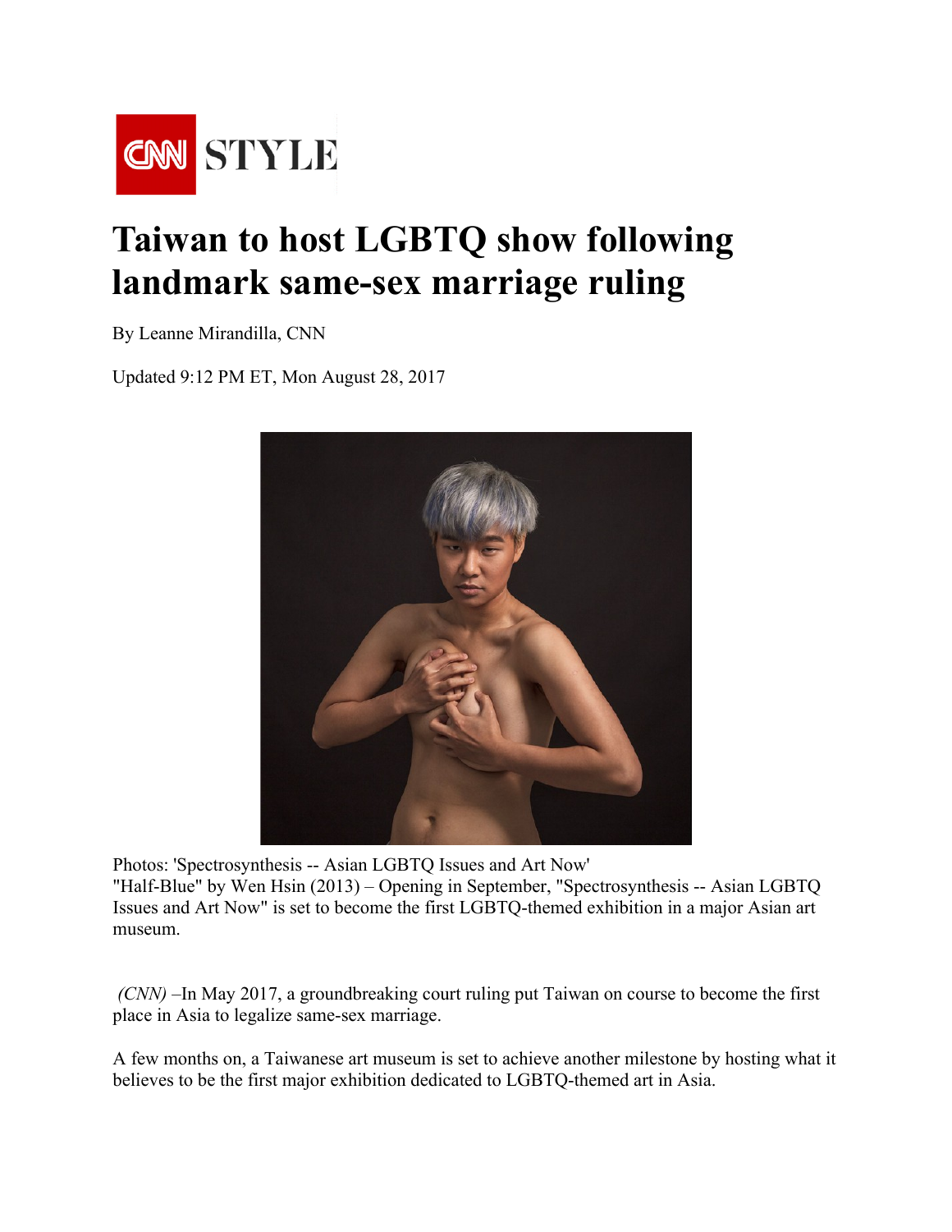CNN STYLE

# Taiwan to host LGBTQ show following landmark same-sex marriage ruling

By Leanne Mirandilla, CNN

Updated 9:12 PM ET, Mon August 28, 2017

Photos: 'Spectrosynthesis -- Asian LGBTQ Issues and Art Now'
"Half-Blue" by Wen Hsin (2013) – Opening in September, "Spectrosynthesis -- Asian LGBTQ Issues and Art Now" is set to become the first LGBTQ-themed exhibition in a major Asian art museum.

*(CNN)* –In May 2017, a groundbreaking court ruling put Taiwan on course to become the first place in Asia to legalize same-sex marriage.

A few months on, a Taiwanese art museum is set to achieve another milestone by hosting what it believes to be the first major exhibition dedicated to LGBTQ-themed art in Asia.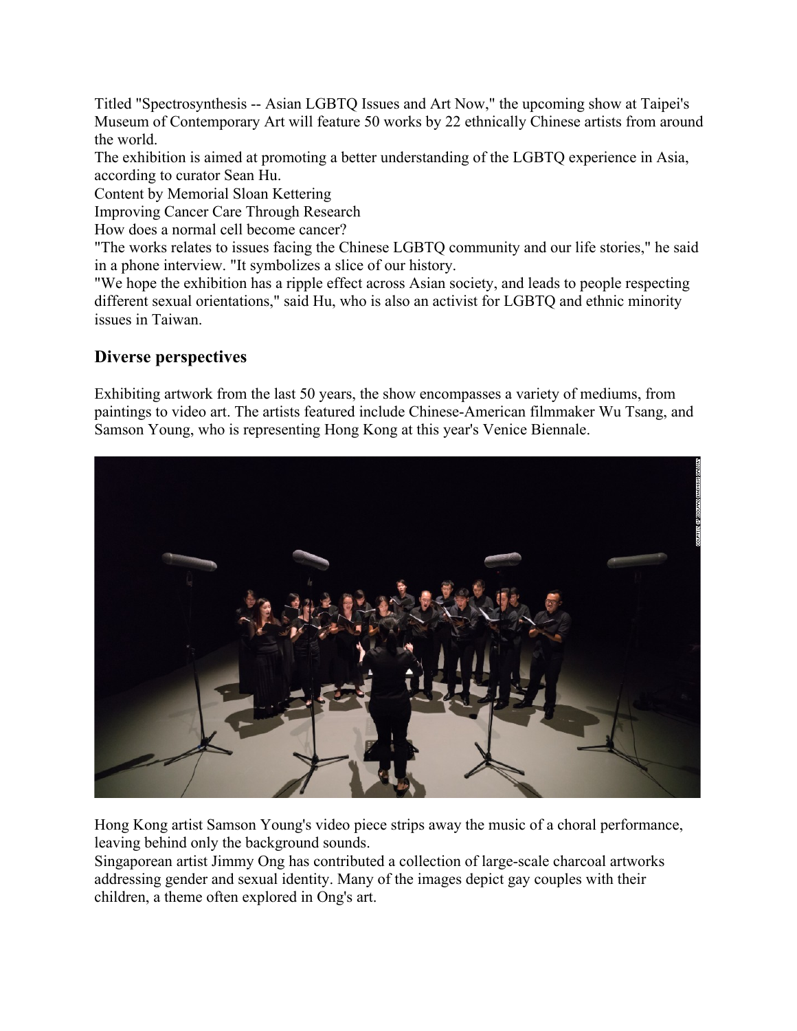Titled "Spectrosynthesis -- Asian LGBTQ Issues and Art Now," the upcoming show at Taipei's Museum of Contemporary Art will feature 50 works by 22 ethnically Chinese artists from around the world.

The exhibition is aimed at promoting a better understanding of the LGBTQ experience in Asia, according to curator Sean Hu.

Content by Memorial Sloan Kettering

Improving Cancer Care Through Research

How does a normal cell become cancer?

"The works relates to issues facing the Chinese LGBTQ community and our life stories," he said in a phone interview. "It symbolizes a slice of our history.

"We hope the exhibition has a ripple effect across Asian society, and leads to people respecting different sexual orientations," said Hu, who is also an activist for LGBTQ and ethnic minority issues in Taiwan.

## Diverse perspectives

Exhibiting artwork from the last 50 years, the show encompasses a variety of mediums, from paintings to video art. The artists featured include Chinese-American filmmaker Wu Tsang, and Samson Young, who is representing Hong Kong at this year's Venice Biennale.

Hong Kong artist Samson Young's video piece strips away the music of a choral performance, leaving behind only the background sounds.

Singaporean artist Jimmy Ong has contributed a collection of large-scale charcoal artworks addressing gender and sexual identity. Many of the images depict gay couples with their children, a theme often explored in Ong's art.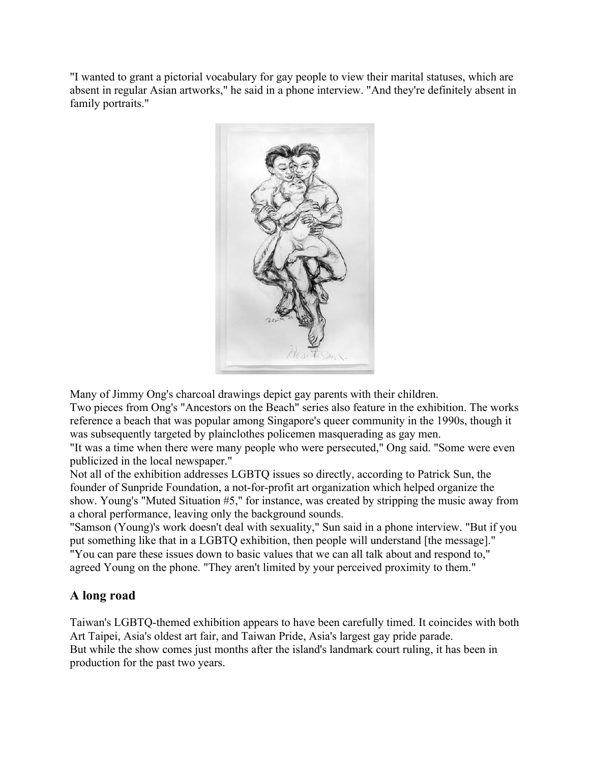"I wanted to grant a pictorial vocabulary for gay people to view their marital statuses, which are absent in regular Asian artworks," he said in a phone interview. "And they're definitely absent in family portraits."

Many of Jimmy Ong's charcoal drawings depict gay parents with their children.

Two pieces from Ong's "Ancestors on the Beach" series also feature in the exhibition. The works reference a beach that was popular among Singapore's queer community in the 1990s, though it was subsequently targeted by plainclothes policemen masquerading as gay men.

"It was a time when there were many people who were persecuted," Ong said. "Some were even publicized in the local newspaper."

Not all of the exhibition addresses LGBTQ issues so directly, according to Patrick Sun, the founder of Sunpride Foundation, a not-for-profit art organization which helped organize the show. Young's "Muted Situation #5," for instance, was created by stripping the music away from a choral performance, leaving only the background sounds.

"Samson (Young)'s work doesn't deal with sexuality," Sun said in a phone interview. "But if you put something like that in a LGBTQ exhibition, then people will understand [the message]."

"You can pare these issues down to basic values that we can all talk about and respond to," agreed Young on the phone. "They aren't limited by your perceived proximity to them."

## A long road

Taiwan's LGBTQ-themed exhibition appears to have been carefully timed. It coincides with both Art Taipei, Asia's oldest art fair, and Taiwan Pride, Asia's largest gay pride parade.

But while the show comes just months after the island's landmark court ruling, it has been in production for the past two years.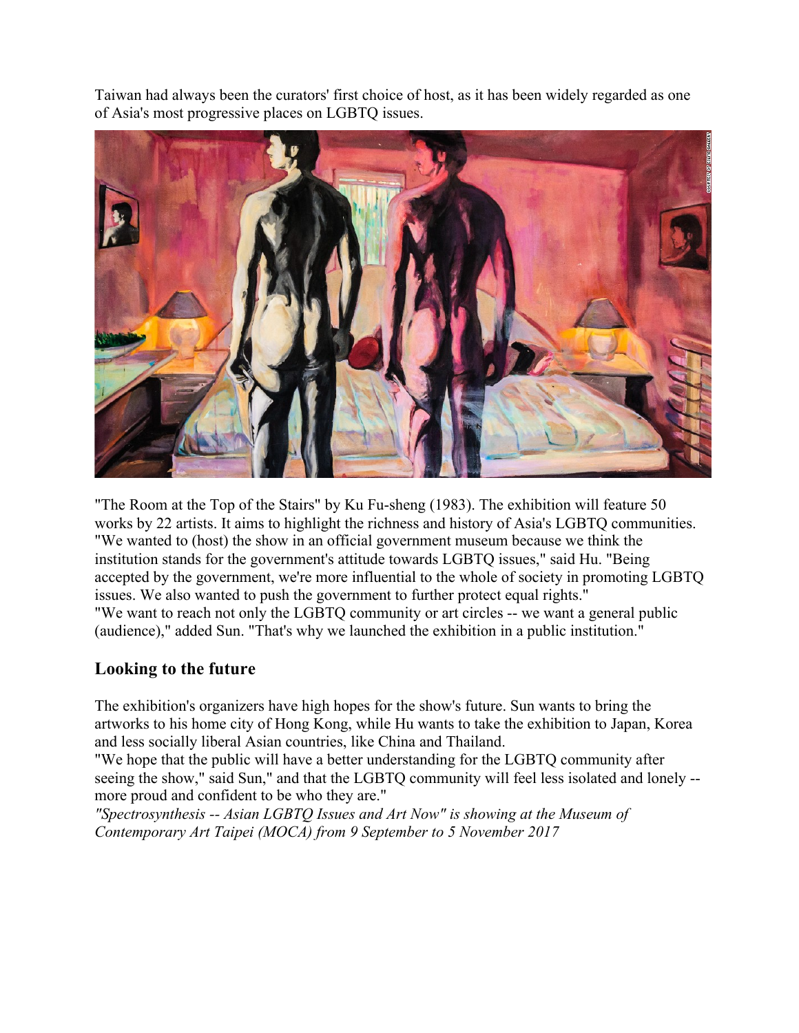Taiwan had always been the curators' first choice of host, as it has been widely regarded as one of Asia's most progressive places on LGBTQ issues.

"The Room at the Top of the Stairs" by Ku Fu-sheng (1983). The exhibition will feature 50 works by 22 artists. It aims to highlight the richness and history of Asia's LGBTQ communities.
"We wanted to (host) the show in an official government museum because we think the institution stands for the government's attitude towards LGBTQ issues," said Hu. "Being accepted by the government, we're more influential to the whole of society in promoting LGBTQ issues. We also wanted to push the government to further protect equal rights."
"We want to reach not only the LGBTQ community or art circles -- we want a general public (audience)," added Sun. "That's why we launched the exhibition in a public institution."

## Looking to the future

The exhibition's organizers have high hopes for the show's future. Sun wants to bring the artworks to his home city of Hong Kong, while Hu wants to take the exhibition to Japan, Korea and less socially liberal Asian countries, like China and Thailand.
"We hope that the public will have a better understanding for the LGBTQ community after seeing the show," said Sun," and that the LGBTQ community will feel less isolated and lonely -- more proud and confident to be who they are."
*"Spectrosynthesis -- Asian LGBTQ Issues and Art Now" is showing at the Museum of Contemporary Art Taipei (MOCA) from 9 September to 5 November 2017*